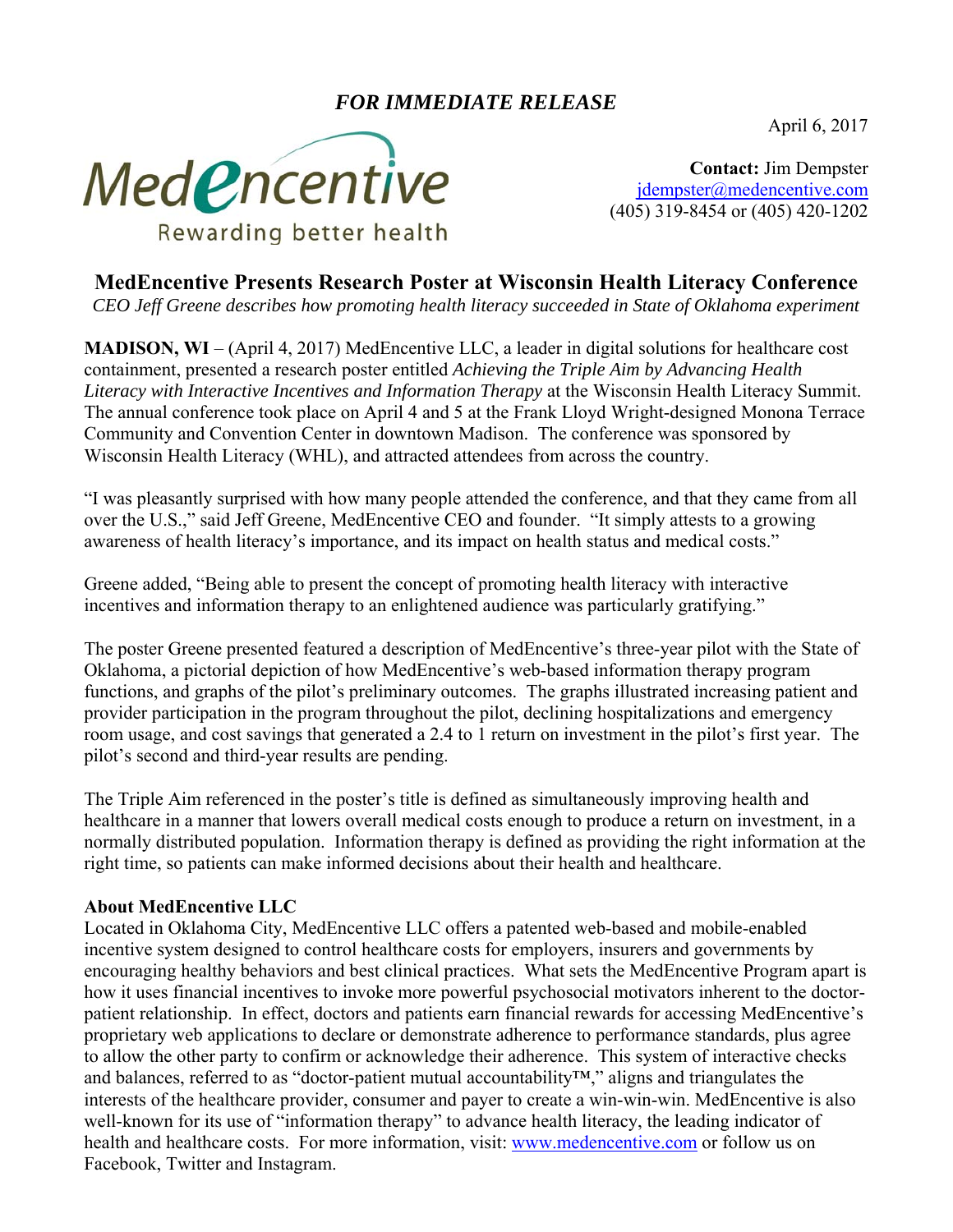***FOR IMMEDIATE RELEASE***

April 6, 2017

MedEncentive
Rewarding better health

**Contact:** Jim Dempster
jdempster@medencentive.com
(405) 319-8454 or (405) 420-1202

## MedEncentive Presents Research Poster at Wisconsin Health Literacy Conference

*CEO Jeff Greene describes how promoting health literacy succeeded in State of Oklahoma experiment*

**MADISON, WI** – (April 4, 2017) MedEncentive LLC, a leader in digital solutions for healthcare cost containment, presented a research poster entitled *Achieving the Triple Aim by Advancing Health Literacy with Interactive Incentives and Information Therapy* at the Wisconsin Health Literacy Summit. The annual conference took place on April 4 and 5 at the Frank Lloyd Wright-designed Monona Terrace Community and Convention Center in downtown Madison. The conference was sponsored by Wisconsin Health Literacy (WHL), and attracted attendees from across the country.

"I was pleasantly surprised with how many people attended the conference, and that they came from all over the U.S.," said Jeff Greene, MedEncentive CEO and founder. "It simply attests to a growing awareness of health literacy's importance, and its impact on health status and medical costs."

Greene added, "Being able to present the concept of promoting health literacy with interactive incentives and information therapy to an enlightened audience was particularly gratifying."

The poster Greene presented featured a description of MedEncentive's three-year pilot with the State of Oklahoma, a pictorial depiction of how MedEncentive's web-based information therapy program functions, and graphs of the pilot's preliminary outcomes. The graphs illustrated increasing patient and provider participation in the program throughout the pilot, declining hospitalizations and emergency room usage, and cost savings that generated a 2.4 to 1 return on investment in the pilot's first year. The pilot's second and third-year results are pending.

The Triple Aim referenced in the poster's title is defined as simultaneously improving health and healthcare in a manner that lowers overall medical costs enough to produce a return on investment, in a normally distributed population. Information therapy is defined as providing the right information at the right time, so patients can make informed decisions about their health and healthcare.

**About MedEncentive LLC**

Located in Oklahoma City, MedEncentive LLC offers a patented web-based and mobile-enabled incentive system designed to control healthcare costs for employers, insurers and governments by encouraging healthy behaviors and best clinical practices. What sets the MedEncentive Program apart is how it uses financial incentives to invoke more powerful psychosocial motivators inherent to the doctor-patient relationship. In effect, doctors and patients earn financial rewards for accessing MedEncentive's proprietary web applications to declare or demonstrate adherence to performance standards, plus agree to allow the other party to confirm or acknowledge their adherence. This system of interactive checks and balances, referred to as "doctor-patient mutual accountability™," aligns and triangulates the interests of the healthcare provider, consumer and payer to create a win-win-win. MedEncentive is also well-known for its use of "information therapy" to advance health literacy, the leading indicator of health and healthcare costs. For more information, visit: www.medencentive.com or follow us on Facebook, Twitter and Instagram.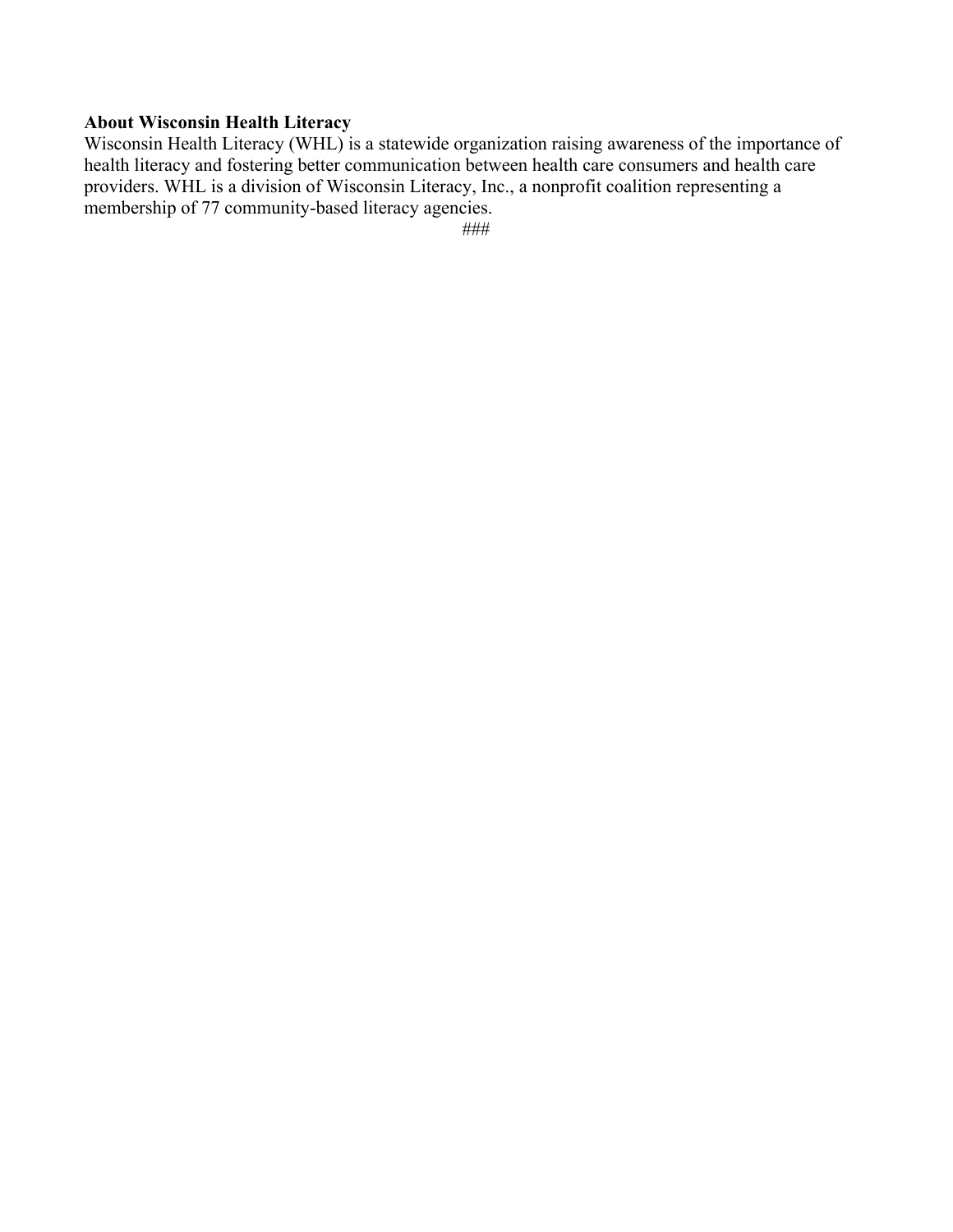**About Wisconsin Health Literacy**

Wisconsin Health Literacy (WHL) is a statewide organization raising awareness of the importance of health literacy and fostering better communication between health care consumers and health care providers. WHL is a division of Wisconsin Literacy, Inc., a nonprofit coalition representing a membership of 77 community-based literacy agencies.

###